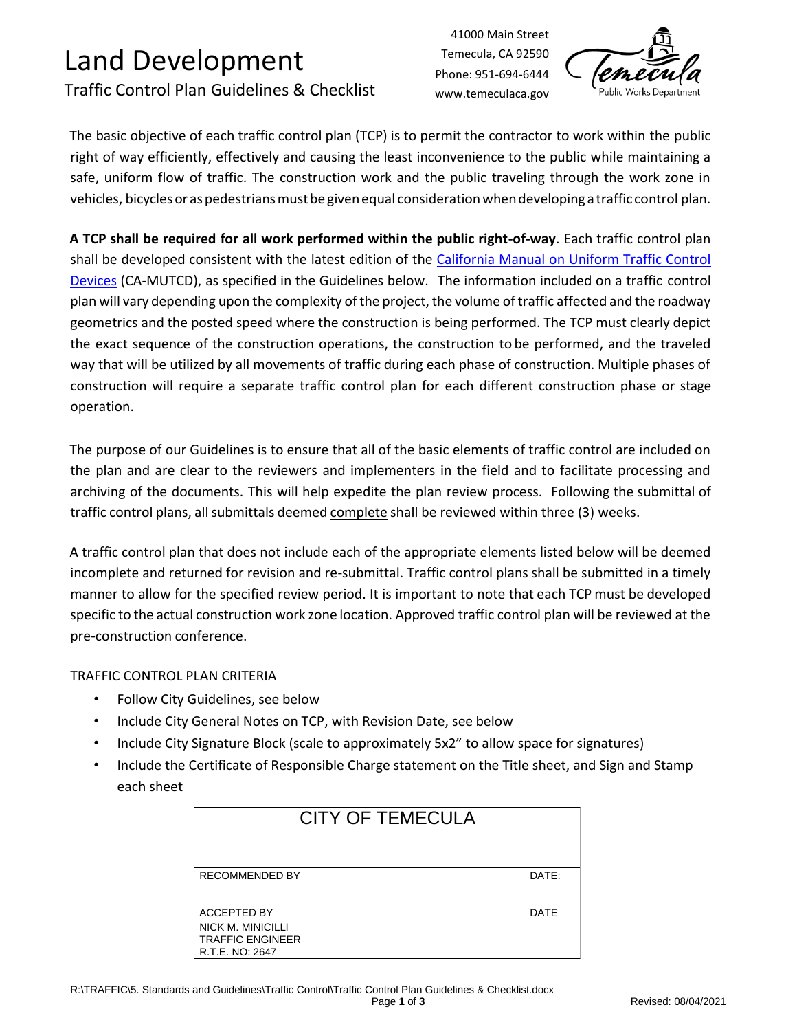# Land Development

Traffic Control Plan Guidelines & Checklist

41000 Main Street
Temecula, CA 92590
Phone: 951-694-6444
www.temeculaca.gov

Temecula Public Works Department

The basic objective of each traffic control plan (TCP) is to permit the contractor to work within the public right of way efficiently, effectively and causing the least inconvenience to the public while maintaining a safe, uniform flow of traffic. The construction work and the public traveling through the work zone in vehicles, bicycles or as pedestrians must be given equal consideration when developing a traffic control plan.

**A TCP shall be required for all work performed within the public right-of-way**. Each traffic control plan shall be developed consistent with the latest edition of the California Manual on Uniform Traffic Control Devices (CA-MUTCD), as specified in the Guidelines below. The information included on a traffic control plan will vary depending upon the complexity of the project, the volume of traffic affected and the roadway geometrics and the posted speed where the construction is being performed. The TCP must clearly depict the exact sequence of the construction operations, the construction to be performed, and the traveled way that will be utilized by all movements of traffic during each phase of construction. Multiple phases of construction will require a separate traffic control plan for each different construction phase or stage operation.

The purpose of our Guidelines is to ensure that all of the basic elements of traffic control are included on the plan and are clear to the reviewers and implementers in the field and to facilitate processing and archiving of the documents. This will help expedite the plan review process. Following the submittal of traffic control plans, all submittals deemed complete shall be reviewed within three (3) weeks.

A traffic control plan that does not include each of the appropriate elements listed below will be deemed incomplete and returned for revision and re-submittal. Traffic control plans shall be submitted in a timely manner to allow for the specified review period. It is important to note that each TCP must be developed specific to the actual construction work zone location. Approved traffic control plan will be reviewed at the pre-construction conference.

## TRAFFIC CONTROL PLAN CRITERIA

- Follow City Guidelines, see below
- Include City General Notes on TCP, with Revision Date, see below
- Include City Signature Block (scale to approximately 5x2" to allow space for signatures)
- Include the Certificate of Responsible Charge statement on the Title sheet, and Sign and Stamp each sheet

| CITY OF TEMECULA | |
|---|---|
| RECOMMENDED BY | DATE: |
| ACCEPTED BY<br>NICK M. MINICILLI<br>TRAFFIC ENGINEER<br>R.T.E. NO: 2647 | DATE |

R:\TRAFFIC\5. Standards and Guidelines\Traffic Control\Traffic Control Plan Guidelines & Checklist.docx

Revised: 08/04/2021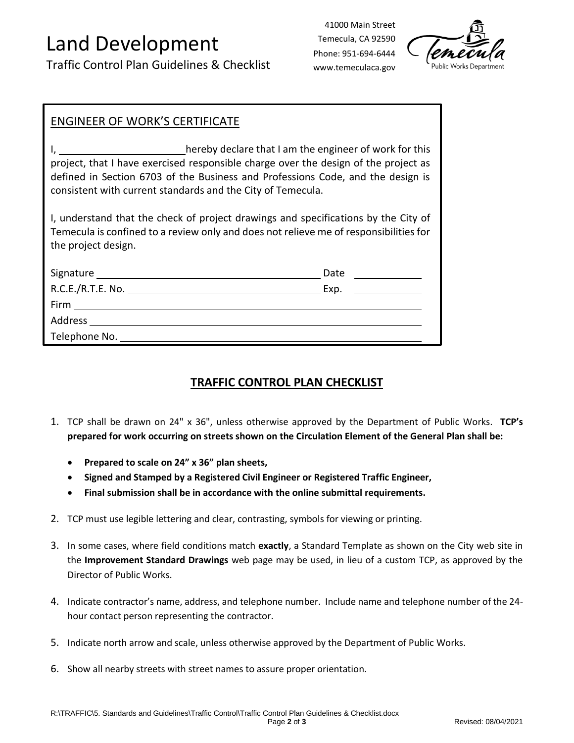## ENGINEER OF WORK'S CERTIFICATE

I, ______________________ hereby declare that I am the engineer of work for this project, that I have exercised responsible charge over the design of the project as defined in Section 6703 of the Business and Professions Code, and the design is consistent with current standards and the City of Temecula.

I, understand that the check of project drawings and specifications by the City of Temecula is confined to a review only and does not relieve me of responsibilities for the project design.

Signature ________________________________________ Date ____________

R.C.E./R.T.E. No. _________________________________ Exp. ____________

Firm ____________________________________________________________

Address _________________________________________________________

Telephone No. ____________________________________________________

## TRAFFIC CONTROL PLAN CHECKLIST

1. TCP shall be drawn on 24" x 36", unless otherwise approved by the Department of Public Works. **TCP's prepared for work occurring on streets shown on the Circulation Element of the General Plan shall be:**
   - **Prepared to scale on 24" x 36" plan sheets,**
   - **Signed and Stamped by a Registered Civil Engineer or Registered Traffic Engineer,**
   - **Final submission shall be in accordance with the online submittal requirements.**
2. TCP must use legible lettering and clear, contrasting, symbols for viewing or printing.
3. In some cases, where field conditions match **exactly**, a Standard Template as shown on the City web site in the **Improvement Standard Drawings** web page may be used, in lieu of a custom TCP, as approved by the Director of Public Works.
4. Indicate contractor's name, address, and telephone number. Include name and telephone number of the 24-hour contact person representing the contractor.
5. Indicate north arrow and scale, unless otherwise approved by the Department of Public Works.
6. Show all nearby streets with street names to assure proper orientation.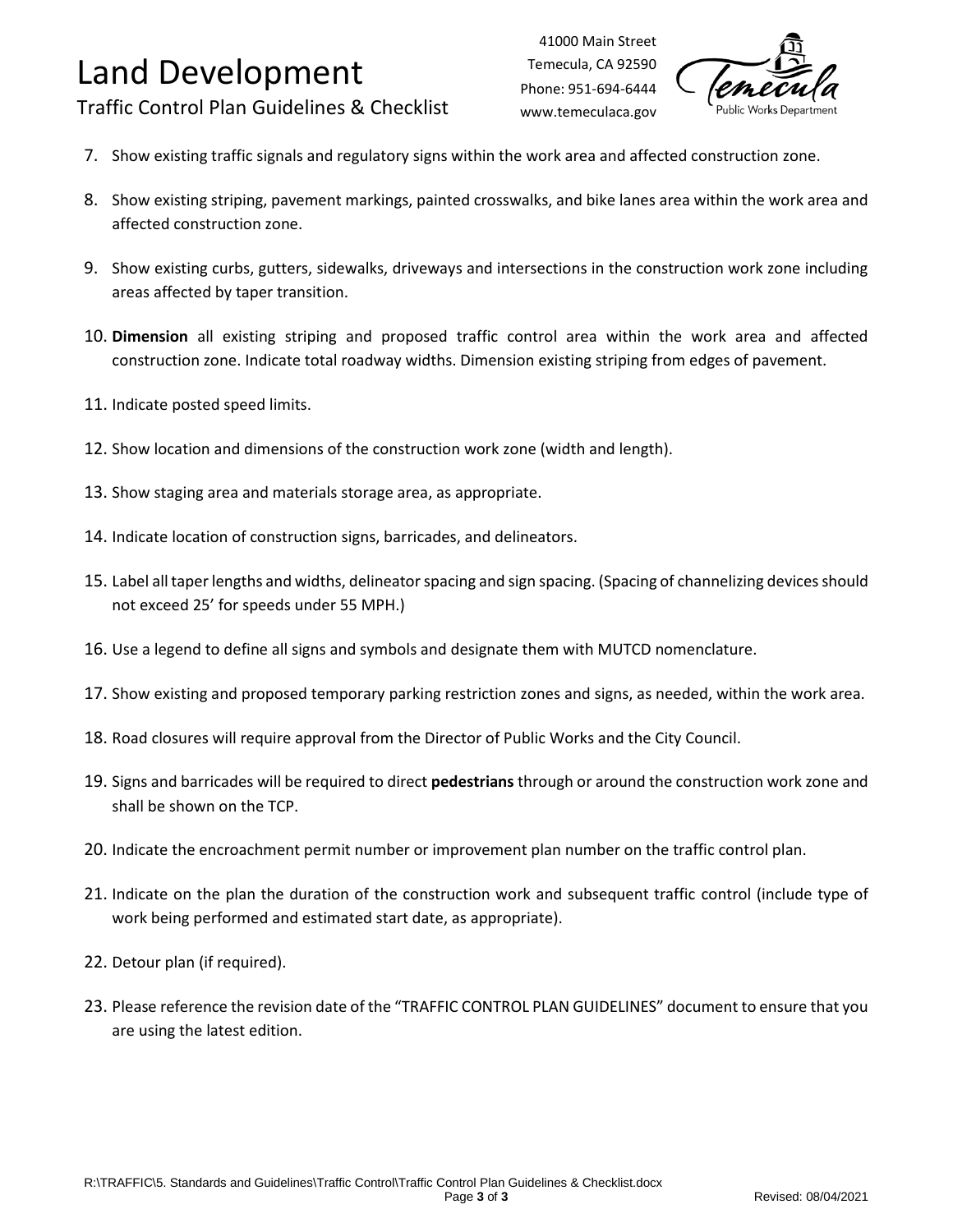7. Show existing traffic signals and regulatory signs within the work area and affected construction zone.
8. Show existing striping, pavement markings, painted crosswalks, and bike lanes area within the work area and affected construction zone.
9. Show existing curbs, gutters, sidewalks, driveways and intersections in the construction work zone including areas affected by taper transition.
10. **Dimension** all existing striping and proposed traffic control area within the work area and affected construction zone. Indicate total roadway widths. Dimension existing striping from edges of pavement.
11. Indicate posted speed limits.
12. Show location and dimensions of the construction work zone (width and length).
13. Show staging area and materials storage area, as appropriate.
14. Indicate location of construction signs, barricades, and delineators.
15. Label all taper lengths and widths, delineator spacing and sign spacing. (Spacing of channelizing devices should not exceed 25' for speeds under 55 MPH.)
16. Use a legend to define all signs and symbols and designate them with MUTCD nomenclature.
17. Show existing and proposed temporary parking restriction zones and signs, as needed, within the work area.
18. Road closures will require approval from the Director of Public Works and the City Council.
19. Signs and barricades will be required to direct **pedestrians** through or around the construction work zone and shall be shown on the TCP.
20. Indicate the encroachment permit number or improvement plan number on the traffic control plan.
21. Indicate on the plan the duration of the construction work and subsequent traffic control (include type of work being performed and estimated start date, as appropriate).
22. Detour plan (if required).
23. Please reference the revision date of the "TRAFFIC CONTROL PLAN GUIDELINES" document to ensure that you are using the latest edition.